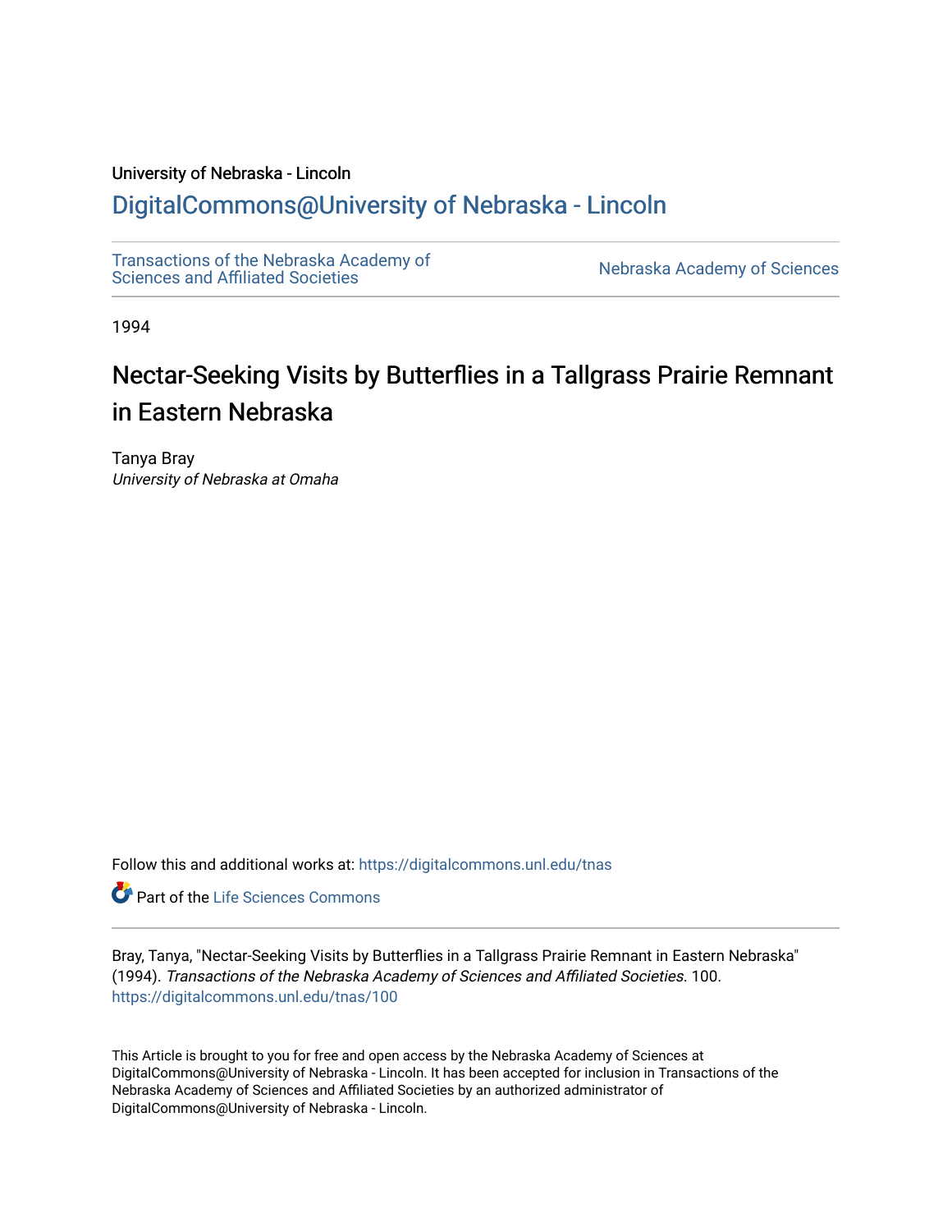University of Nebraska - Lincoln

# DigitalCommons@University of Nebraska - Lincoln

Transactions of the Nebraska Academy of Sciences and Affiliated Societies

Nebraska Academy of Sciences

1994

## Nectar-Seeking Visits by Butterflies in a Tallgrass Prairie Remnant in Eastern Nebraska

Tanya Bray
*University of Nebraska at Omaha*

Follow this and additional works at: https://digitalcommons.unl.edu/tnas

Part of the Life Sciences Commons

Bray, Tanya, "Nectar-Seeking Visits by Butterflies in a Tallgrass Prairie Remnant in Eastern Nebraska" (1994). *Transactions of the Nebraska Academy of Sciences and Affiliated Societies*. 100.
https://digitalcommons.unl.edu/tnas/100

This Article is brought to you for free and open access by the Nebraska Academy of Sciences at DigitalCommons@University of Nebraska - Lincoln. It has been accepted for inclusion in Transactions of the Nebraska Academy of Sciences and Affiliated Societies by an authorized administrator of DigitalCommons@University of Nebraska - Lincoln.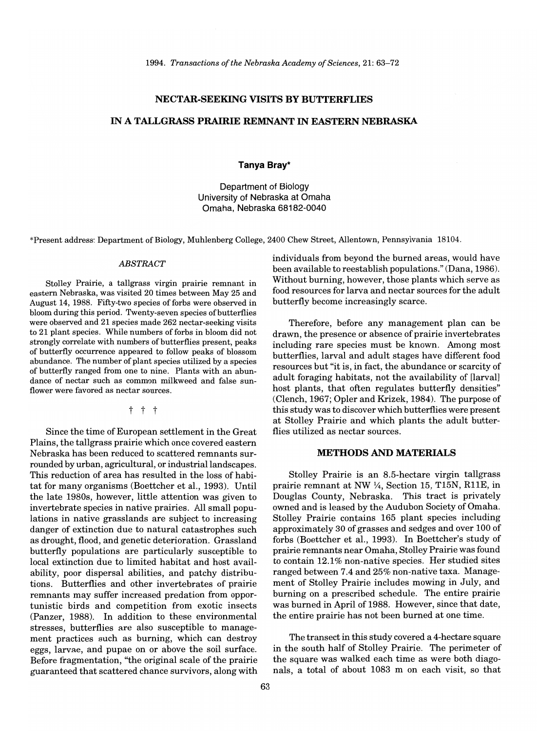# NECTAR-SEEKING VISITS BY BUTTERFLIES

# IN A TALLGRASS PRAIRIE REMNANT IN EASTERN NEBRASKA

**Tanya Bray***

Department of Biology
University of Nebraska at Omaha
Omaha, Nebraska 68182-0040

*Present address: Department of Biology, Muhlenberg College, 2400 Chew Street, Allentown, Pennsylvania 18104.

## *ABSTRACT*

Stolley Prairie, a tallgrass virgin prairie remnant in eastern Nebraska, was visited 20 times between May 25 and August 14, 1988. Fifty-two species of forbs were observed in bloom during this period. Twenty-seven species of butterflies were observed and 21 species made 262 nectar-seeking visits to 21 plant species. While numbers of forbs in bloom did not strongly correlate with numbers of butterflies present, peaks of butterfly occurrence appeared to follow peaks of blossom abundance. The number of plant species utilized by a species of butterfly ranged from one to nine. Plants with an abundance of nectar such as common milkweed and false sunflower were favored as nectar sources.

† † †

Since the time of European settlement in the Great Plains, the tallgrass prairie which once covered eastern Nebraska has been reduced to scattered remnants surrounded by urban, agricultural, or industrial landscapes. This reduction of area has resulted in the loss of habitat for many organisms (Boettcher et al., 1993). Until the late 1980s, however, little attention was given to invertebrate species in native prairies. All small populations in native grasslands are subject to increasing danger of extinction due to natural catastrophes such as drought, flood, and genetic deterioration. Grassland butterfly populations are particularly susceptible to local extinction due to limited habitat and host availability, poor dispersal abilities, and patchy distributions. Butterflies and other invertebrates of prairie remnants may suffer increased predation from opportunistic birds and competition from exotic insects (Panzer, 1988). In addition to these environmental stresses, butterflies are also susceptible to management practices such as burning, which can destroy eggs, larvae, and pupae on or above the soil surface. Before fragmentation, "the original scale of the prairie guaranteed that scattered chance survivors, along with individuals from beyond the burned areas, would have been available to reestablish populations." (Dana, 1986). Without burning, however, those plants which serve as food resources for larva and nectar sources for the adult butterfly become increasingly scarce.

Therefore, before any management plan can be drawn, the presence or absence of prairie invertebrates including rare species must be known. Among most butterflies, larval and adult stages have different food resources but "it is, in fact, the abundance or scarcity of adult foraging habitats, not the availability of [larval] host plants, that often regulates butterfly densities" (Clench, 1967; Opler and Krizek, 1984). The purpose of this study was to discover which butterflies were present at Stolley Prairie and which plants the adult butterflies utilized as nectar sources.

## METHODS AND MATERIALS

Stolley Prairie is an 8.5-hectare virgin tallgrass prairie remnant at NW ¼, Section 15, T15N, R11E, in Douglas County, Nebraska. This tract is privately owned and is leased by the Audubon Society of Omaha. Stolley Prairie contains 165 plant species including approximately 30 of grasses and sedges and over 100 of forbs (Boettcher et al., 1993). In Boettcher's study of prairie remnants near Omaha, Stolley Prairie was found to contain 12.1% non-native species. Her studied sites ranged between 7.4 and 25% non-native taxa. Management of Stolley Prairie includes mowing in July, and burning on a prescribed schedule. The entire prairie was burned in April of 1988. However, since that date, the entire prairie has not been burned at one time.

The transect in this study covered a 4-hectare square in the south half of Stolley Prairie. The perimeter of the square was walked each time as were both diagonals, a total of about 1083 m on each visit, so that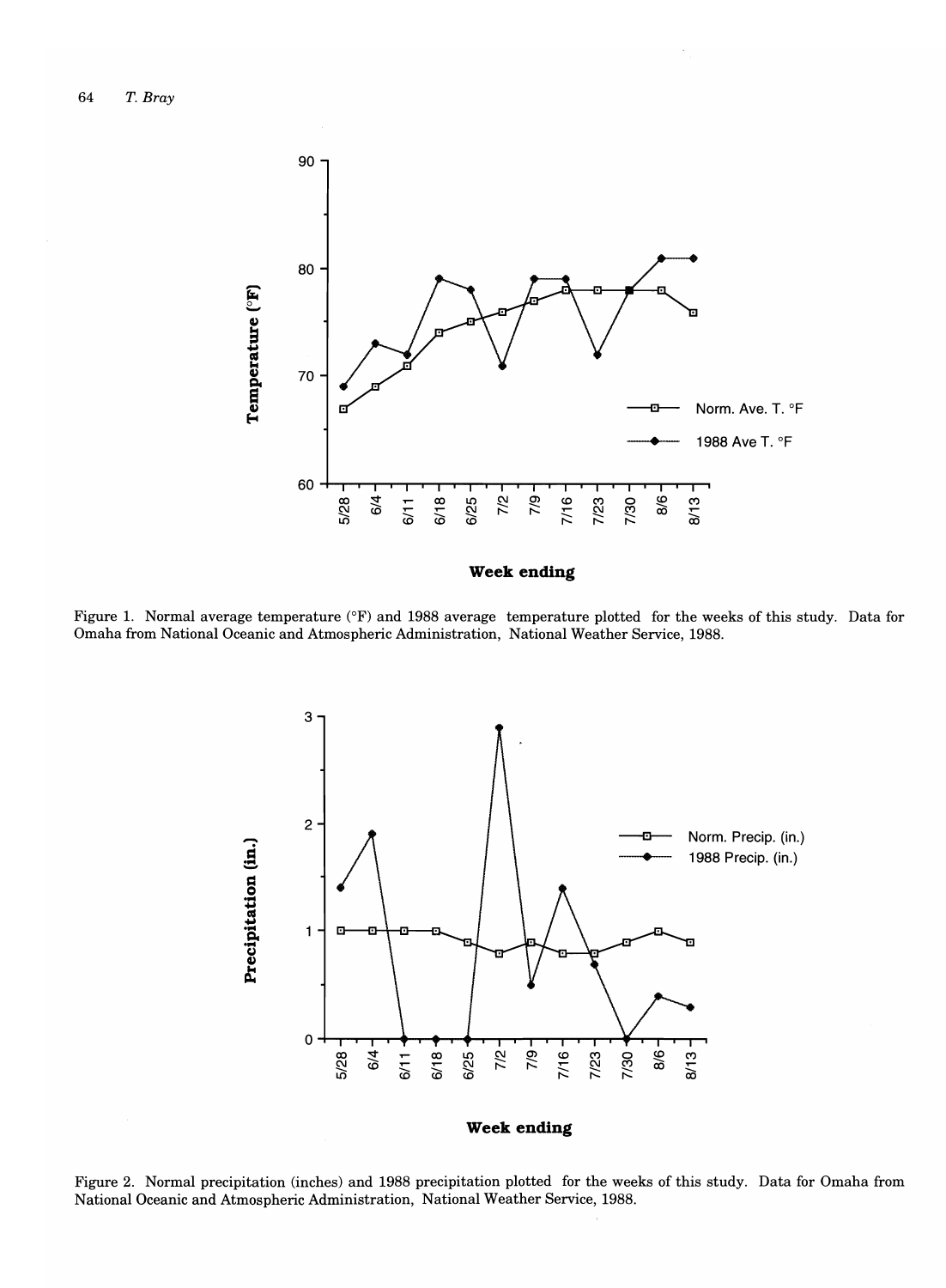Figure 1. Normal average temperature (°F) and 1988 average temperature plotted for the weeks of this study. Data for Omaha from National Oceanic and Atmospheric Administration, National Weather Service, 1988.

Figure 2. Normal precipitation (inches) and 1988 precipitation plotted for the weeks of this study. Data for Omaha from National Oceanic and Atmospheric Administration, National Weather Service, 1988.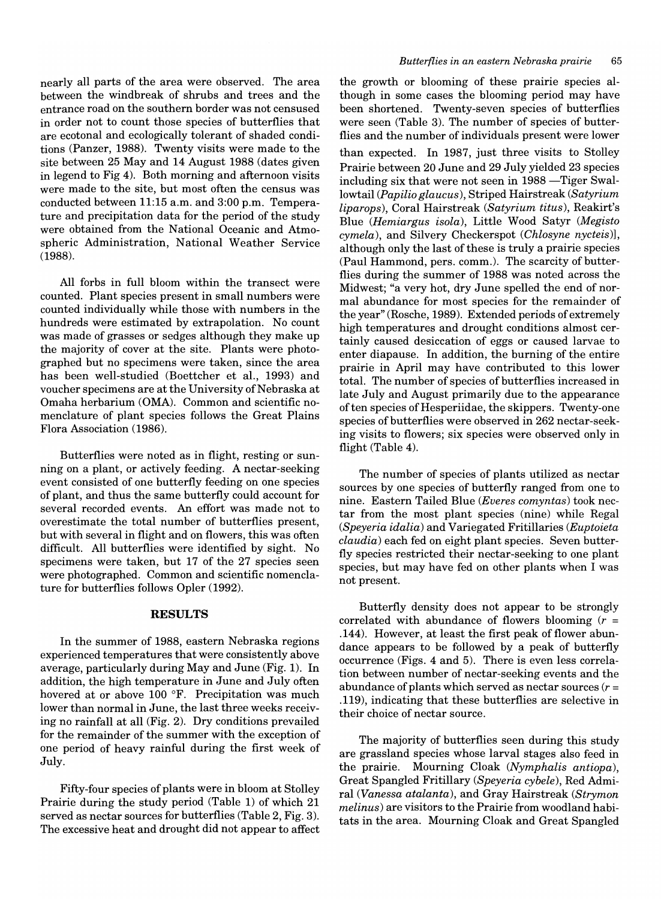nearly all parts of the area were observed. The area between the windbreak of shrubs and trees and the entrance road on the southern border was not censused in order not to count those species of butterflies that are ecotonal and ecologically tolerant of shaded conditions (Panzer, 1988). Twenty visits were made to the site between 25 May and 14 August 1988 (dates given in legend to Fig 4). Both morning and afternoon visits were made to the site, but most often the census was conducted between 11:15 a.m. and 3:00 p.m. Temperature and precipitation data for the period of the study were obtained from the National Oceanic and Atmospheric Administration, National Weather Service (1988).

All forbs in full bloom within the transect were counted. Plant species present in small numbers were counted individually while those with numbers in the hundreds were estimated by extrapolation. No count was made of grasses or sedges although they make up the majority of cover at the site. Plants were photographed but no specimens were taken, since the area has been well-studied (Boettcher et al., 1993) and voucher specimens are at the University of Nebraska at Omaha herbarium (OMA). Common and scientific nomenclature of plant species follows the Great Plains Flora Association (1986).

Butterflies were noted as in flight, resting or sunning on a plant, or actively feeding. A nectar-seeking event consisted of one butterfly feeding on one species of plant, and thus the same butterfly could account for several recorded events. An effort was made not to overestimate the total number of butterflies present, but with several in flight and on flowers, this was often difficult. All butterflies were identified by sight. No specimens were taken, but 17 of the 27 species seen were photographed. Common and scientific nomenclature for butterflies follows Opler (1992).

## RESULTS

In the summer of 1988, eastern Nebraska regions experienced temperatures that were consistently above average, particularly during May and June (Fig. 1). In addition, the high temperature in June and July often hovered at or above 100 °F. Precipitation was much lower than normal in June, the last three weeks receiving no rainfall at all (Fig. 2). Dry conditions prevailed for the remainder of the summer with the exception of one period of heavy rainful during the first week of July.

Fifty-four species of plants were in bloom at Stolley Prairie during the study period (Table 1) of which 21 served as nectar sources for butterflies (Table 2, Fig. 3). The excessive heat and drought did not appear to affect the growth or blooming of these prairie species although in some cases the blooming period may have been shortened. Twenty-seven species of butterflies were seen (Table 3). The number of species of butterflies and the number of individuals present were lower than expected. In 1987, just three visits to Stolley Prairie between 20 June and 29 July yielded 23 species including six that were not seen in 1988 —Tiger Swallowtail (*Papilio glaucus*), Striped Hairstreak (*Satyrium liparops*), Coral Hairstreak (*Satyrium titus*), Reakirt's Blue (*Hemiargus isola*), Little Wood Satyr (*Megisto cymela*), and Silvery Checkerspot (*Chlosyne nycteis*)], although only the last of these is truly a prairie species (Paul Hammond, pers. comm.). The scarcity of butterflies during the summer of 1988 was noted across the Midwest; "a very hot, dry June spelled the end of normal abundance for most species for the remainder of the year" (Rosche, 1989). Extended periods of extremely high temperatures and drought conditions almost certainly caused desiccation of eggs or caused larvae to enter diapause. In addition, the burning of the entire prairie in April may have contributed to this lower total. The number of species of butterflies increased in late July and August primarily due to the appearance of ten species of Hesperiidae, the skippers. Twenty-one species of butterflies were observed in 262 nectar-seeking visits to flowers; six species were observed only in flight (Table 4).

The number of species of plants utilized as nectar sources by one species of butterfly ranged from one to nine. Eastern Tailed Blue (*Everes comyntas*) took nectar from the most plant species (nine) while Regal (*Speyeria idalia*) and Variegated Fritillaries (*Euptoieta claudia*) each fed on eight plant species. Seven butterfly species restricted their nectar-seeking to one plant species, but may have fed on other plants when I was not present.

Butterfly density does not appear to be strongly correlated with abundance of flowers blooming ($r$ = .144). However, at least the first peak of flower abundance appears to be followed by a peak of butterfly occurrence (Figs. 4 and 5). There is even less correlation between number of nectar-seeking events and the abundance of plants which served as nectar sources ($r$ = .119), indicating that these butterflies are selective in their choice of nectar source.

The majority of butterflies seen during this study are grassland species whose larval stages also feed in the prairie. Mourning Cloak (*Nymphalis antiopa*), Great Spangled Fritillary (*Speyeria cybele*), Red Admiral (*Vanessa atalanta*), and Gray Hairstreak (*Strymon melinus*) are visitors to the Prairie from woodland habitats in the area. Mourning Cloak and Great Spangled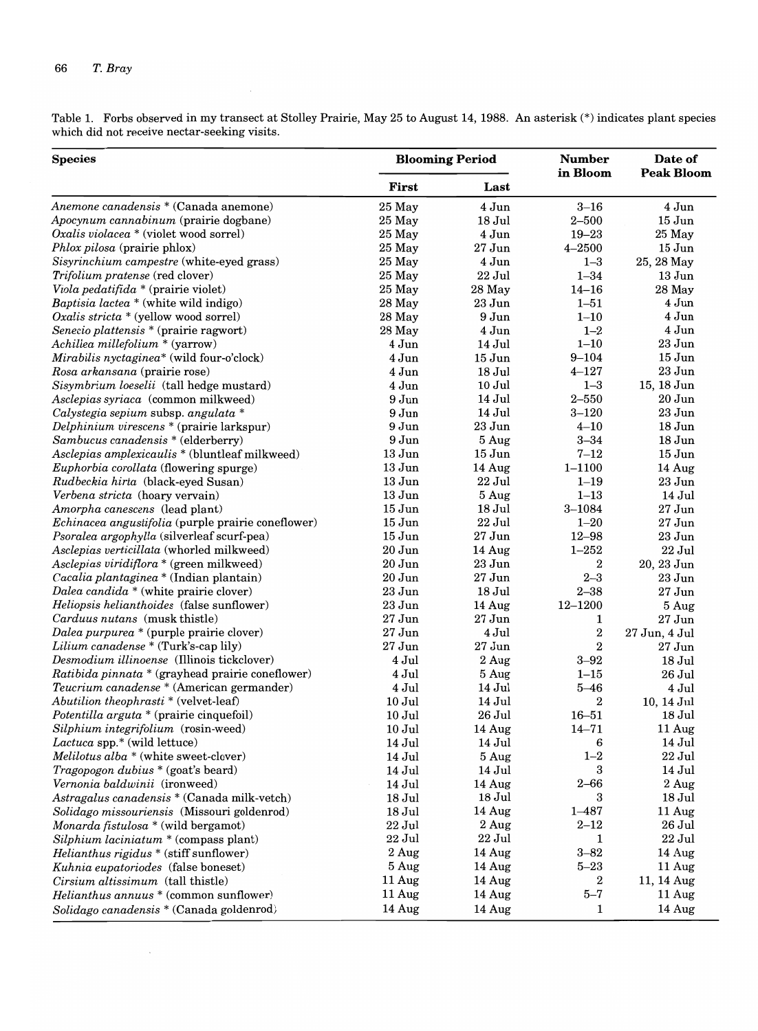Table 1. Forbs observed in my transect at Stolley Prairie, May 25 to August 14, 1988. An asterisk (*) indicates plant species which did not receive nectar-seeking visits.

| Species | Blooming Period | | Number in Bloom | Date of Peak Bloom |
|---|---|---|---|---|
| | First | Last | | |
| *Anemone canadensis* * (Canada anemone) | 25 May | 4 Jun | 3–16 | 4 Jun |
| *Apocynum cannabinum* (prairie dogbane) | 25 May | 18 Jul | 2–500 | 15 Jun |
| *Oxalis violacea* * (violet wood sorrel) | 25 May | 4 Jun | 19–23 | 25 May |
| *Phlox pilosa* (prairie phlox) | 25 May | 27 Jun | 4–2500 | 15 Jun |
| *Sisyrinchium campestre* (white-eyed grass) | 25 May | 4 Jun | 1–3 | 25, 28 May |
| *Trifolium pratense* (red clover) | 25 May | 22 Jul | 1–34 | 13 Jun |
| *Viola pedatifida* * (prairie violet) | 25 May | 28 May | 14–16 | 28 May |
| *Baptisia lactea* * (white wild indigo) | 28 May | 23 Jun | 1–51 | 4 Jun |
| *Oxalis stricta* * (yellow wood sorrel) | 28 May | 9 Jun | 1–10 | 4 Jun |
| *Senecio plattensis* * (prairie ragwort) | 28 May | 4 Jun | 1–2 | 4 Jun |
| *Achillea millefolium* * (yarrow) | 4 Jun | 14 Jul | 1–10 | 23 Jun |
| *Mirabilis nyctaginea** (wild four-o'clock) | 4 Jun | 15 Jun | 9–104 | 15 Jun |
| *Rosa arkansana* (prairie rose) | 4 Jun | 18 Jul | 4–127 | 23 Jun |
| *Sisymbrium loeselii* (tall hedge mustard) | 4 Jun | 10 Jul | 1–3 | 15, 18 Jun |
| *Asclepias syriaca* (common milkweed) | 9 Jun | 14 Jul | 2–550 | 20 Jun |
| *Calystegia sepium* subsp. *angulata* * | 9 Jun | 14 Jul | 3–120 | 23 Jun |
| *Delphinium virescens* * (prairie larkspur) | 9 Jun | 23 Jun | 4–10 | 18 Jun |
| *Sambucus canadensis* * (elderberry) | 9 Jun | 5 Aug | 3–34 | 18 Jun |
| *Asclepias amplexicaulis* * (bluntleaf milkweed) | 13 Jun | 15 Jun | 7–12 | 15 Jun |
| *Euphorbia corollata* (flowering spurge) | 13 Jun | 14 Aug | 1–1100 | 14 Aug |
| *Rudbeckia hirta* (black-eyed Susan) | 13 Jun | 22 Jul | 1–19 | 23 Jun |
| *Verbena stricta* (hoary vervain) | 13 Jun | 5 Aug | 1–13 | 14 Jul |
| *Amorpha canescens* (lead plant) | 15 Jun | 18 Jul | 3–1084 | 27 Jun |
| *Echinacea angustifolia* (purple prairie coneflower) | 15 Jun | 22 Jul | 1–20 | 27 Jun |
| *Psoralea argophylla* (silverleaf scurf-pea) | 15 Jun | 27 Jun | 12–98 | 23 Jun |
| *Asclepias verticillata* (whorled milkweed) | 20 Jun | 14 Aug | 1–252 | 22 Jul |
| *Asclepias viridiflora* * (green milkweed) | 20 Jun | 23 Jun | 2 | 20, 23 Jun |
| *Cacalia plantaginea* * (Indian plantain) | 20 Jun | 27 Jun | 2–3 | 23 Jun |
| *Dalea candida* * (white prairie clover) | 23 Jun | 18 Jul | 2–38 | 27 Jun |
| *Heliopsis helianthoides* (false sunflower) | 23 Jun | 14 Aug | 12–1200 | 5 Aug |
| *Carduus nutans* (musk thistle) | 27 Jun | 27 Jun | 1 | 27 Jun |
| *Dalea purpurea* * (purple prairie clover) | 27 Jun | 4 Jul | 2 | 27 Jun, 4 Jul |
| *Lilium canadense* * (Turk's-cap lily) | 27 Jun | 27 Jun | 2 | 27 Jun |
| *Desmodium illinoense* (Illinois tickclover) | 4 Jul | 2 Aug | 3–92 | 18 Jul |
| *Ratibida pinnata* * (grayhead prairie coneflower) | 4 Jul | 5 Aug | 1–15 | 26 Jul |
| *Teucrium canadense* * (American germander) | 4 Jul | 14 Jul | 5–46 | 4 Jul |
| *Abutilon theophrasti* * (velvet-leaf) | 10 Jul | 14 Jul | 2 | 10, 14 Jul |
| *Potentilla arguta* * (prairie cinquefoil) | 10 Jul | 26 Jul | 16–51 | 18 Jul |
| *Silphium integrifolium* (rosin-weed) | 10 Jul | 14 Aug | 14–71 | 11 Aug |
| *Lactuca* spp.* (wild lettuce) | 14 Jul | 14 Jul | 6 | 14 Jul |
| *Melilotus alba* * (white sweet-clover) | 14 Jul | 5 Aug | 1–2 | 22 Jul |
| *Tragopogon dubius* * (goat's beard) | 14 Jul | 14 Jul | 3 | 14 Jul |
| *Vernonia baldwinii* (ironweed) | 14 Jul | 14 Aug | 2–66 | 2 Aug |
| *Astragalus canadensis* * (Canada milk-vetch) | 18 Jul | 18 Jul | 3 | 18 Jul |
| *Solidago missouriensis* (Missouri goldenrod) | 18 Jul | 14 Aug | 1–487 | 11 Aug |
| *Monarda fistulosa* * (wild bergamot) | 22 Jul | 2 Aug | 2–12 | 26 Jul |
| *Silphium laciniatum* * (compass plant) | 22 Jul | 22 Jul | 1 | 22 Jul |
| *Helianthus rigidus* * (stiff sunflower) | 2 Aug | 14 Aug | 3–82 | 14 Aug |
| *Kuhnia eupatoriodes* (false boneset) | 5 Aug | 14 Aug | 5–23 | 11 Aug |
| *Cirsium altissimum* (tall thistle) | 11 Aug | 14 Aug | 2 | 11, 14 Aug |
| *Helianthus annuus* * (common sunflower) | 11 Aug | 14 Aug | 5–7 | 11 Aug |
| *Solidago canadensis* * (Canada goldenrod) | 14 Aug | 14 Aug | 1 | 14 Aug |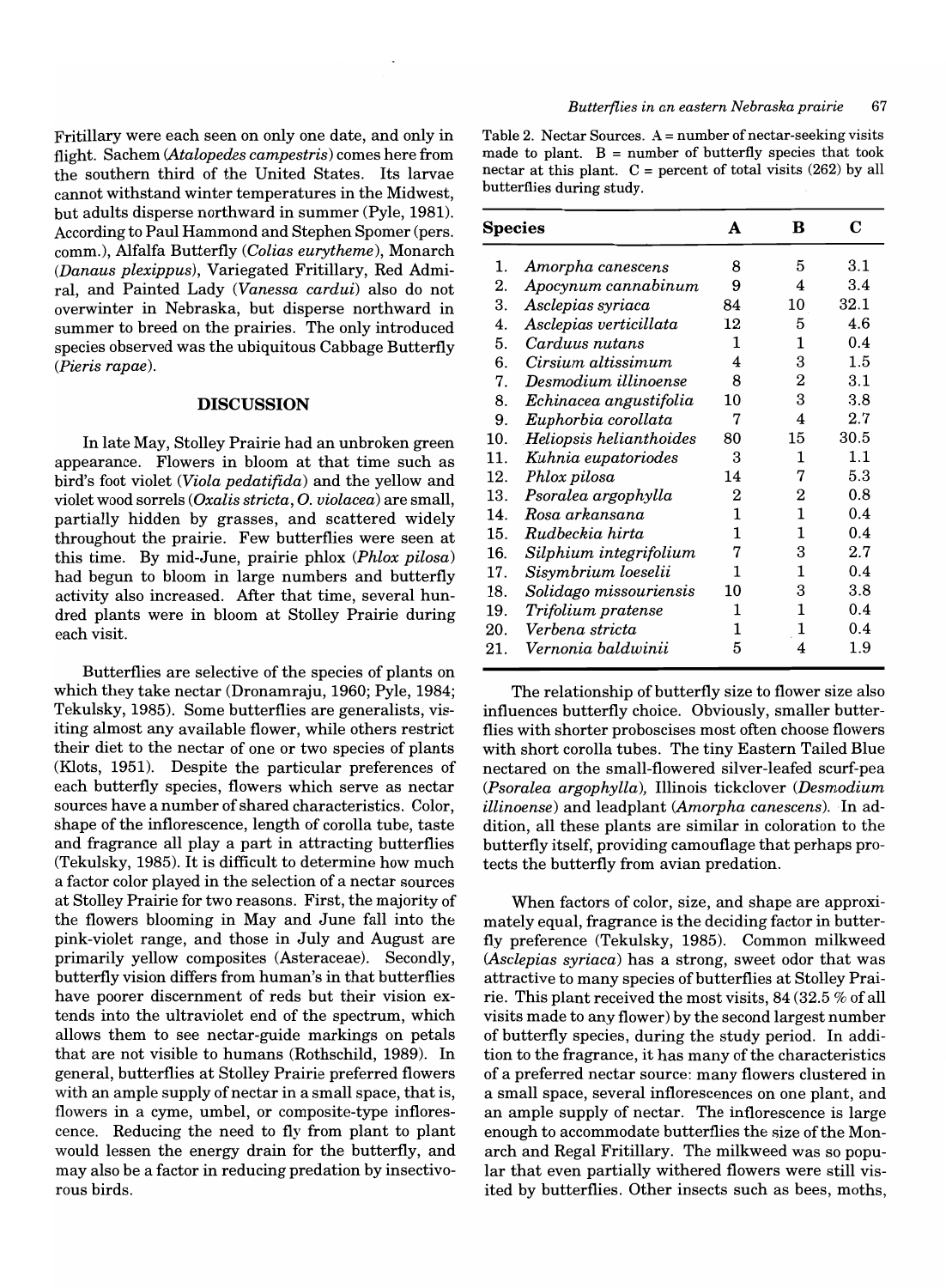Fritillary were each seen on only one date, and only in flight. Sachem (*Atalopedes campestris*) comes here from the southern third of the United States. Its larvae cannot withstand winter temperatures in the Midwest, but adults disperse northward in summer (Pyle, 1981). According to Paul Hammond and Stephen Spomer (pers. comm.), Alfalfa Butterfly (*Colias eurytheme*), Monarch (*Danaus plexippus*), Variegated Fritillary, Red Admiral, and Painted Lady (*Vanessa cardui*) also do not overwinter in Nebraska, but disperse northward in summer to breed on the prairies. The only introduced species observed was the ubiquitous Cabbage Butterfly (*Pieris rapae*).

## DISCUSSION

In late May, Stolley Prairie had an unbroken green appearance. Flowers in bloom at that time such as bird's foot violet (*Viola pedatifida*) and the yellow and violet wood sorrels (*Oxalis stricta*, *O. violacea*) are small, partially hidden by grasses, and scattered widely throughout the prairie. Few butterflies were seen at this time. By mid-June, prairie phlox (*Phlox pilosa*) had begun to bloom in large numbers and butterfly activity also increased. After that time, several hundred plants were in bloom at Stolley Prairie during each visit.

Butterflies are selective of the species of plants on which they take nectar (Dronamraju, 1960; Pyle, 1984; Tekulsky, 1985). Some butterflies are generalists, visiting almost any available flower, while others restrict their diet to the nectar of one or two species of plants (Klots, 1951). Despite the particular preferences of each butterfly species, flowers which serve as nectar sources have a number of shared characteristics. Color, shape of the inflorescence, length of corolla tube, taste and fragrance all play a part in attracting butterflies (Tekulsky, 1985). It is difficult to determine how much a factor color played in the selection of a nectar sources at Stolley Prairie for two reasons. First, the majority of the flowers blooming in May and June fall into the pink-violet range, and those in July and August are primarily yellow composites (Asteraceae). Secondly, butterfly vision differs from human's in that butterflies have poorer discernment of reds but their vision extends into the ultraviolet end of the spectrum, which allows them to see nectar-guide markings on petals that are not visible to humans (Rothschild, 1989). In general, butterflies at Stolley Prairie preferred flowers with an ample supply of nectar in a small space, that is, flowers in a cyme, umbel, or composite-type inflorescence. Reducing the need to fly from plant to plant would lessen the energy drain for the butterfly, and may also be a factor in reducing predation by insectivorous birds.

Table 2. Nectar Sources. A = number of nectar-seeking visits made to plant. B = number of butterfly species that took nectar at this plant. C = percent of total visits (262) by all butterflies during study.

| Species | A | B | C |
|---|---|---|---|
| 1. *Amorpha canescens* | 8 | 5 | 3.1 |
| 2. *Apocynum cannabinum* | 9 | 4 | 3.4 |
| 3. *Asclepias syriaca* | 84 | 10 | 32.1 |
| 4. *Asclepias verticillata* | 12 | 5 | 4.6 |
| 5. *Carduus nutans* | 1 | 1 | 0.4 |
| 6. *Cirsium altissimum* | 4 | 3 | 1.5 |
| 7. *Desmodium illinoense* | 8 | 2 | 3.1 |
| 8. *Echinacea angustifolia* | 10 | 3 | 3.8 |
| 9. *Euphorbia corollata* | 7 | 4 | 2.7 |
| 10. *Heliopsis helianthoides* | 80 | 15 | 30.5 |
| 11. *Kuhnia eupatoriodes* | 3 | 1 | 1.1 |
| 12. *Phlox pilosa* | 14 | 7 | 5.3 |
| 13. *Psoralea argophylla* | 2 | 2 | 0.8 |
| 14. *Rosa arkansana* | 1 | 1 | 0.4 |
| 15. *Rudbeckia hirta* | 1 | 1 | 0.4 |
| 16. *Silphium integrifolium* | 7 | 3 | 2.7 |
| 17. *Sisymbrium loeselii* | 1 | 1 | 0.4 |
| 18. *Solidago missouriensis* | 10 | 3 | 3.8 |
| 19. *Trifolium pratense* | 1 | 1 | 0.4 |
| 20. *Verbena stricta* | 1 | 1 | 0.4 |
| 21. *Vernonia baldwinii* | 5 | 4 | 1.9 |

The relationship of butterfly size to flower size also influences butterfly choice. Obviously, smaller butterflies with shorter proboscises most often choose flowers with short corolla tubes. The tiny Eastern Tailed Blue nectared on the small-flowered silver-leafed scurf-pea (*Psoralea argophylla*), Illinois tickclover (*Desmodium illinoense*) and leadplant (*Amorpha canescens*). In addition, all these plants are similar in coloration to the butterfly itself, providing camouflage that perhaps protects the butterfly from avian predation.

When factors of color, size, and shape are approximately equal, fragrance is the deciding factor in butterfly preference (Tekulsky, 1985). Common milkweed (*Asclepias syriaca*) has a strong, sweet odor that was attractive to many species of butterflies at Stolley Prairie. This plant received the most visits, 84 (32.5 % of all visits made to any flower) by the second largest number of butterfly species, during the study period. In addition to the fragrance, it has many of the characteristics of a preferred nectar source: many flowers clustered in a small space, several inflorescences on one plant, and an ample supply of nectar. The inflorescence is large enough to accommodate butterflies the size of the Monarch and Regal Fritillary. The milkweed was so popular that even partially withered flowers were still visited by butterflies. Other insects such as bees, moths,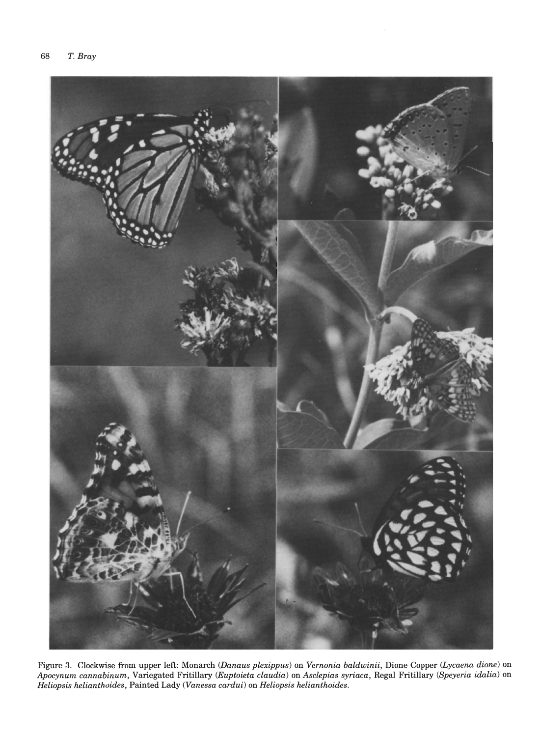Figure 3. Clockwise from upper left: Monarch (*Danaus plexippus*) on *Vernonia baldwinii*, Dione Copper (*Lycaena dione*) on *Apocynum cannabinum*, Variegated Fritillary (*Euptoieta claudia*) on *Asclepias syriaca*, Regal Fritillary (*Speyeria idalia*) on *Heliopsis helianthoides*, Painted Lady (*Vanessa cardui*) on *Heliopsis helianthoides*.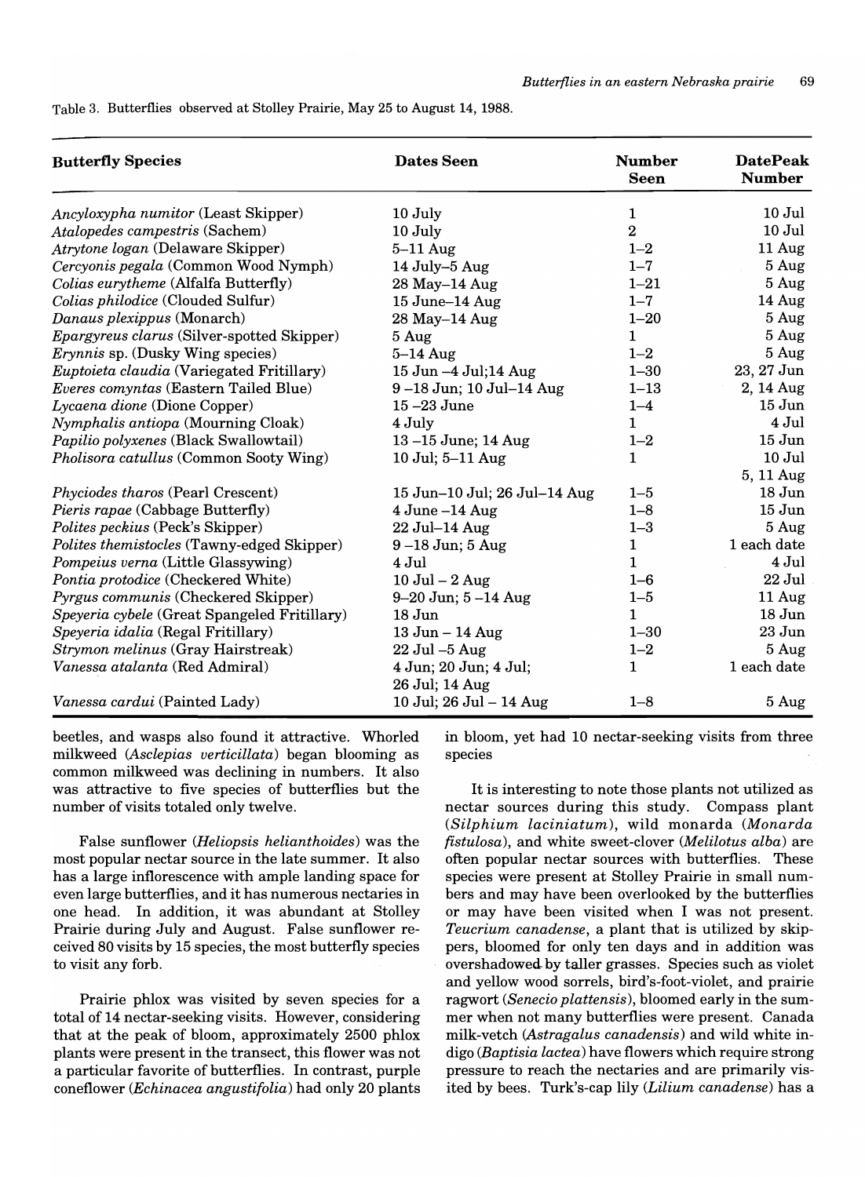Table 3. Butterflies observed at Stolley Prairie, May 25 to August 14, 1988.

| Butterfly Species | Dates Seen | Number Seen | DatePeak Number |
|---|---|---|---|
| *Ancyloxypha numitor* (Least Skipper) | 10 July | 1 | 10 Jul |
| *Atalopedes campestris* (Sachem) | 10 July | 2 | 10 Jul |
| *Atrytone logan* (Delaware Skipper) | 5–11 Aug | 1–2 | 11 Aug |
| *Cercyonis pegala* (Common Wood Nymph) | 14 July–5 Aug | 1–7 | 5 Aug |
| *Colias eurytheme* (Alfalfa Butterfly) | 28 May–14 Aug | 1–21 | 5 Aug |
| *Colias philodice* (Clouded Sulfur) | 15 June–14 Aug | 1–7 | 14 Aug |
| *Danaus plexippus* (Monarch) | 28 May–14 Aug | 1–20 | 5 Aug |
| *Epargyreus clarus* (Silver-spotted Skipper) | 5 Aug | 1 | 5 Aug |
| *Erynnis* sp. (Dusky Wing species) | 5–14 Aug | 1–2 | 5 Aug |
| *Euptoieta claudia* (Variegated Fritillary) | 15 Jun –4 Jul;14 Aug | 1–30 | 23, 27 Jun |
| *Everes comyntas* (Eastern Tailed Blue) | 9 –18 Jun; 10 Jul–14 Aug | 1–13 | 2, 14 Aug |
| *Lycaena dione* (Dione Copper) | 15 –23 June | 1–4 | 15 Jun |
| *Nymphalis antiopa* (Mourning Cloak) | 4 July | 1 | 4 Jul |
| *Papilio polyxenes* (Black Swallowtail) | 13 –15 June; 14 Aug | 1–2 | 15 Jun |
| *Pholisora catullus* (Common Sooty Wing) | 10 Jul; 5–11 Aug | 1 | 10 Jul<br>5, 11 Aug |
| *Phyciodes tharos* (Pearl Crescent) | 15 Jun–10 Jul; 26 Jul–14 Aug | 1–5 | 18 Jun |
| *Pieris rapae* (Cabbage Butterfly) | 4 June –14 Aug | 1–8 | 15 Jun |
| *Polites peckius* (Peck's Skipper) | 22 Jul–14 Aug | 1–3 | 5 Aug |
| *Polites themistocles* (Tawny-edged Skipper) | 9 –18 Jun; 5 Aug | 1 | 1 each date |
| *Pompeius verna* (Little Glassywing) | 4 Jul | 1 | 4 Jul |
| *Pontia protodice* (Checkered White) | 10 Jul – 2 Aug | 1–6 | 22 Jul |
| *Pyrgus communis* (Checkered Skipper) | 9–20 Jun; 5 –14 Aug | 1–5 | 11 Aug |
| *Speyeria cybele* (Great Spangeled Fritillary) | 18 Jun | 1 | 18 Jun |
| *Speyeria idalia* (Regal Fritillary) | 13 Jun – 14 Aug | 1–30 | 23 Jun |
| *Strymon melinus* (Gray Hairstreak) | 22 Jul –5 Aug | 1–2 | 5 Aug |
| *Vanessa atalanta* (Red Admiral) | 4 Jun; 20 Jun; 4 Jul;<br>26 Jul; 14 Aug | 1 | 1 each date |
| *Vanessa cardui* (Painted Lady) | 10 Jul; 26 Jul – 14 Aug | 1–8 | 5 Aug |

beetles, and wasps also found it attractive. Whorled milkweed (*Asclepias verticillata*) began blooming as common milkweed was declining in numbers. It also was attractive to five species of butterflies but the number of visits totaled only twelve.

False sunflower (*Heliopsis helianthoides*) was the most popular nectar source in the late summer. It also has a large inflorescence with ample landing space for even large butterflies, and it has numerous nectaries in one head. In addition, it was abundant at Stolley Prairie during July and August. False sunflower received 80 visits by 15 species, the most butterfly species to visit any forb.

Prairie phlox was visited by seven species for a total of 14 nectar-seeking visits. However, considering that at the peak of bloom, approximately 2500 phlox plants were present in the transect, this flower was not a particular favorite of butterflies. In contrast, purple coneflower (*Echinacea angustifolia*) had only 20 plants in bloom, yet had 10 nectar-seeking visits from three species

It is interesting to note those plants not utilized as nectar sources during this study. Compass plant (*Silphium laciniatum*), wild monarda (*Monarda fistulosa*), and white sweet-clover (*Melilotus alba*) are often popular nectar sources with butterflies. These species were present at Stolley Prairie in small numbers and may have been overlooked by the butterflies or may have been visited when I was not present. *Teucrium canadense*, a plant that is utilized by skippers, bloomed for only ten days and in addition was overshadowed by taller grasses. Species such as violet and yellow wood sorrels, bird's-foot-violet, and prairie ragwort (*Senecio plattensis*), bloomed early in the summer when not many butterflies were present. Canada milk-vetch (*Astragalus canadensis*) and wild white indigo (*Baptisia lactea*) have flowers which require strong pressure to reach the nectaries and are primarily visited by bees. Turk's-cap lily (*Lilium canadense*) has a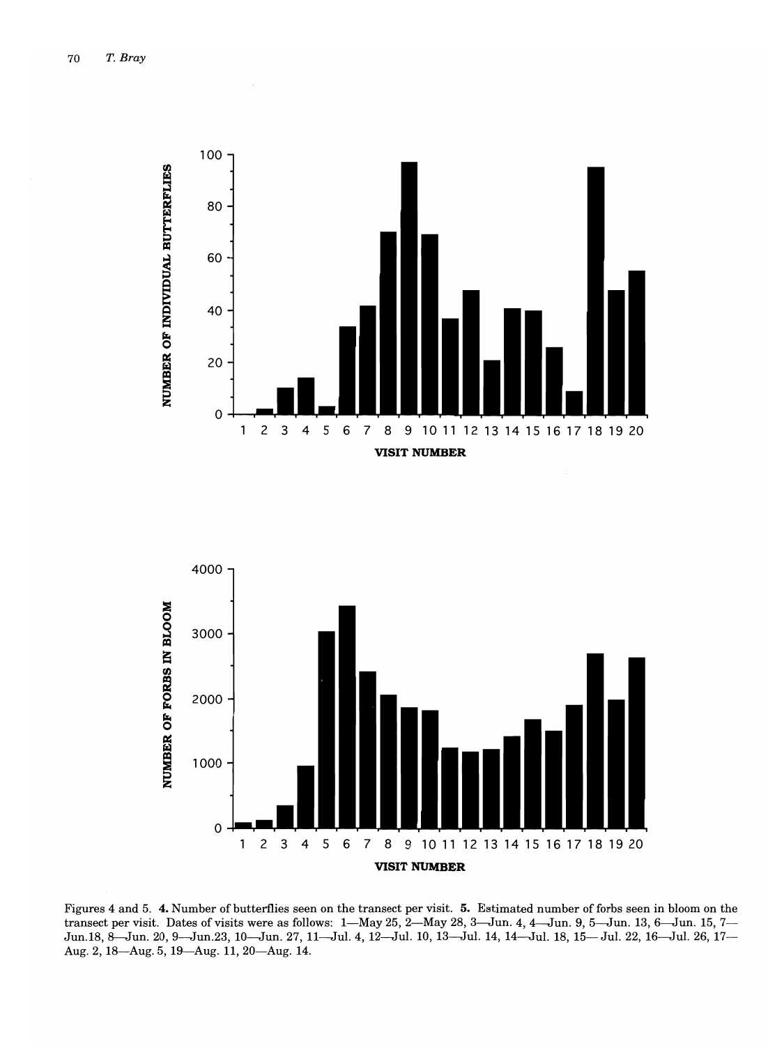Figures 4 and 5. **4.** Number of butterflies seen on the transect per visit. **5.** Estimated number of forbs seen in bloom on the transect per visit. Dates of visits were as follows: 1—May 25, 2—May 28, 3—Jun. 4, 4—Jun. 9, 5—Jun. 13, 6—Jun. 15, 7—Jun.18, 8—Jun. 20, 9—Jun.23, 10—Jun. 27, 11—Jul. 4, 12—Jul. 10, 13—Jul. 14, 14—Jul. 18, 15— Jul. 22, 16—Jul. 26, 17—Aug. 2, 18—Aug. 5, 19—Aug. 11, 20—Aug. 14.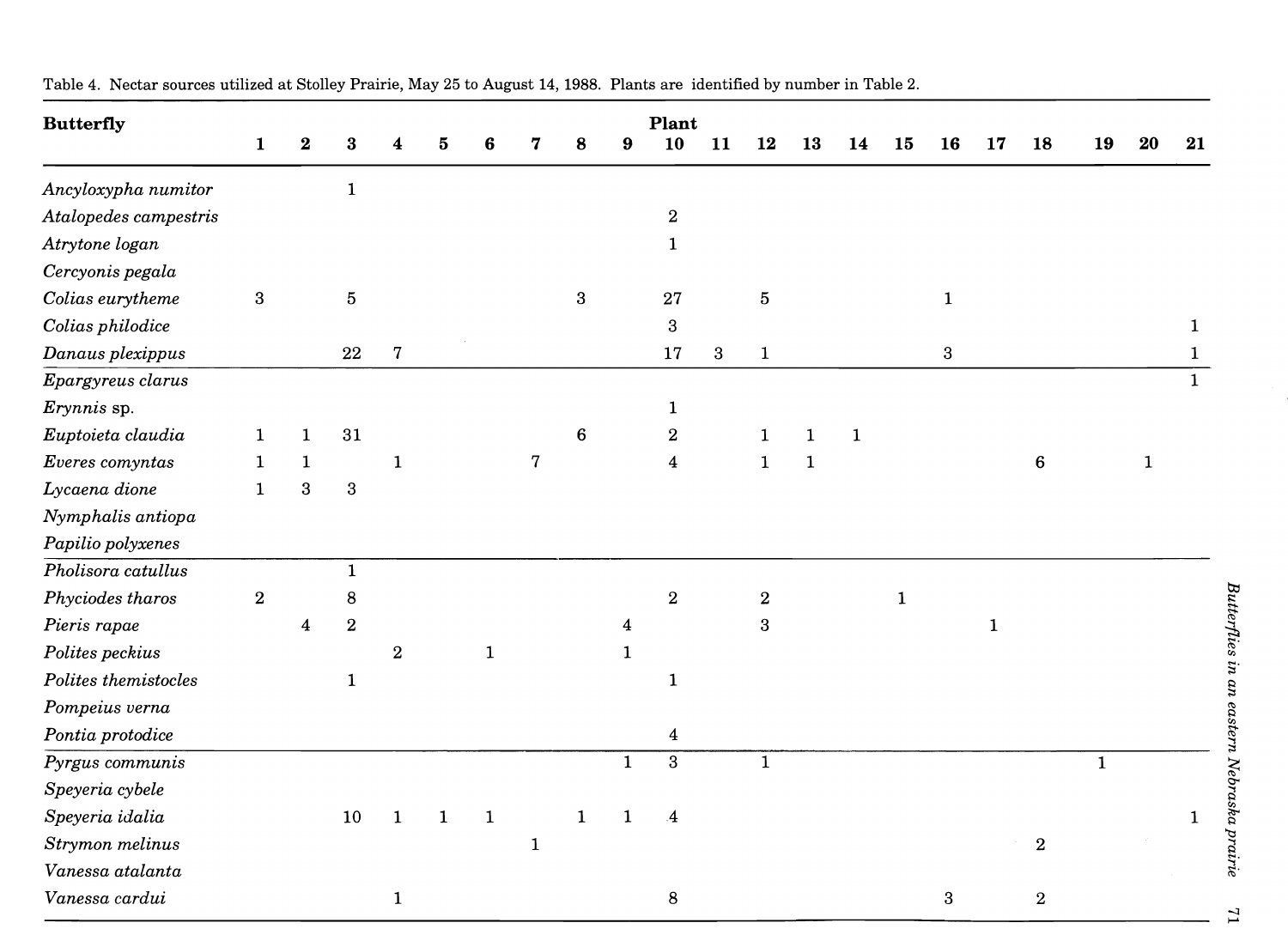Table 4. Nectar sources utilized at Stolley Prairie, May 25 to August 14, 1988. Plants are identified by number in Table 2.

| Butterfly | Plant | | | | | | | | | | | | | | | | | | | | |
|---|---|---|---|---|---|---|---|---|---|---|---|---|---|---|---|---|---|---|---|---|---|
| | 1 | 2 | 3 | 4 | 5 | 6 | 7 | 8 | 9 | 10 | 11 | 12 | 13 | 14 | 15 | 16 | 17 | 18 | 19 | 20 | 21 |
| *Ancyloxypha numitor* | | | 1 | | | | | | | | | | | | | | | | | | |
| *Atalopedes campestris* | | | | | | | | | | 2 | | | | | | | | | | | |
| *Atrytone logan* | | | | | | | | | | 1 | | | | | | | | | | | |
| *Cercyonis pegala* | | | | | | | | | | | | | | | | | | | | | |
| *Colias eurytheme* | 3 | | 5 | | | | | 3 | | 27 | | 5 | | | | 1 | | | | | |
| *Colias philodice* | | | | | | | | | | 3 | | | | | | | | | | | 1 |
| *Danaus plexippus* | | | 22 | 7 | | | | | | 17 | 3 | 1 | | | | 3 | | | | | 1 |
| *Epargyreus clarus* | | | | | | | | | | | | | | | | | | | | | 1 |
| *Erynnis* sp. | | | | | | | | | | 1 | | | | | | | | | | | |
| *Euptoieta claudia* | 1 | 1 | 31 | | | | | 6 | | 2 | | 1 | 1 | 1 | | | | | | | |
| *Everes comyntas* | 1 | 1 | | 1 | | | 7 | | | 4 | | 1 | 1 | | | | | 6 | | 1 | |
| *Lycaena dione* | 1 | 3 | 3 | | | | | | | | | | | | | | | | | | |
| *Nymphalis antiopa* | | | | | | | | | | | | | | | | | | | | | |
| *Papilio polyxenes* | | | | | | | | | | | | | | | | | | | | | |
| *Pholisora catullus* | | | 1 | | | | | | | | | | | | | | | | | | |
| *Phyciodes tharos* | 2 | | 8 | | | | | | | 2 | | 2 | | | 1 | | | | | | |
| *Pieris rapae* | | 4 | 2 | | | | | | 4 | | | 3 | | | | | 1 | | | | |
| *Polites peckius* | | | | 2 | | 1 | | | 1 | | | | | | | | | | | | |
| *Polites themistocles* | | | 1 | | | | | | | 1 | | | | | | | | | | | |
| *Pompeius verna* | | | | | | | | | | | | | | | | | | | | | |
| *Pontia protodice* | | | | | | | | | | 4 | | | | | | | | | | | |
| *Pyrgus communis* | | | | | | | | | 1 | 3 | | 1 | | | | | | | 1 | | |
| *Speyeria cybele* | | | | | | | | | | | | | | | | | | | | | |
| *Speyeria idalia* | | | 10 | 1 | 1 | 1 | | 1 | 1 | 4 | | | | | | | | | | | 1 |
| *Strymon melinus* | | | | | | | 1 | | | | | | | | | | | 2 | | | |
| *Vanessa atalanta* | | | | | | | | | | | | | | | | | | | | | |
| *Vanessa cardui* | | | | 1 | | | | | | 8 | | | | | | 3 | | 2 | | | |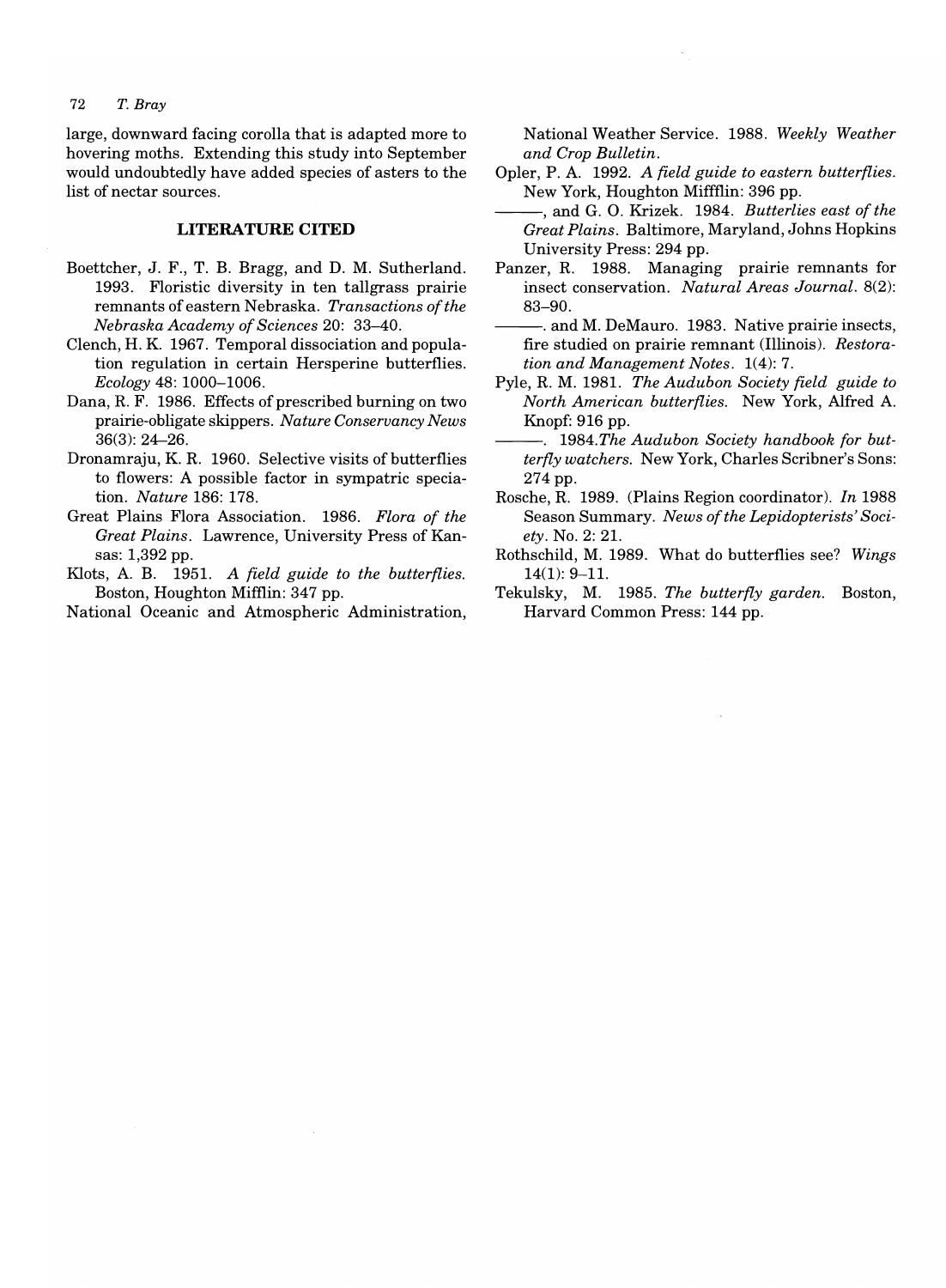large, downward facing corolla that is adapted more to hovering moths. Extending this study into September would undoubtedly have added species of asters to the list of nectar sources.

## LITERATURE CITED

Boettcher, J. F., T. B. Bragg, and D. M. Sutherland. 1993. Floristic diversity in ten tallgrass prairie remnants of eastern Nebraska. *Transactions of the Nebraska Academy of Sciences* 20: 33–40.

Clench, H. K. 1967. Temporal dissociation and population regulation in certain Hersperine butterflies. *Ecology* 48: 1000–1006.

Dana, R. F. 1986. Effects of prescribed burning on two prairie-obligate skippers. *Nature Conservancy News* 36(3): 24–26.

Dronamraju, K. R. 1960. Selective visits of butterflies to flowers: A possible factor in sympatric speciation. *Nature* 186: 178.

Great Plains Flora Association. 1986. *Flora of the Great Plains*. Lawrence, University Press of Kansas: 1,392 pp.

Klots, A. B. 1951. *A field guide to the butterflies.* Boston, Houghton Mifflin: 347 pp.

National Oceanic and Atmospheric Administration, National Weather Service. 1988. *Weekly Weather and Crop Bulletin*.

Opler, P. A. 1992. *A field guide to eastern butterflies.* New York, Houghton Miffflin: 396 pp.

———, and G. O. Krizek. 1984. *Butterlies east of the Great Plains*. Baltimore, Maryland, Johns Hopkins University Press: 294 pp.

Panzer, R. 1988. Managing prairie remnants for insect conservation. *Natural Areas Journal*. 8(2): 83–90.

———. and M. DeMauro. 1983. Native prairie insects, fire studied on prairie remnant (Illinois). *Restoration and Management Notes*. 1(4): 7.

Pyle, R. M. 1981. *The Audubon Society field guide to North American butterflies.* New York, Alfred A. Knopf: 916 pp.

———. 1984.*The Audubon Society handbook for butterfly watchers.* New York, Charles Scribner's Sons: 274 pp.

Rosche, R. 1989. (Plains Region coordinator). *In* 1988 Season Summary. *News of the Lepidopterists' Society*. No. 2: 21.

Rothschild, M. 1989. What do butterflies see? *Wings* 14(1): 9–11.

Tekulsky, M. 1985. *The butterfly garden.* Boston, Harvard Common Press: 144 pp.